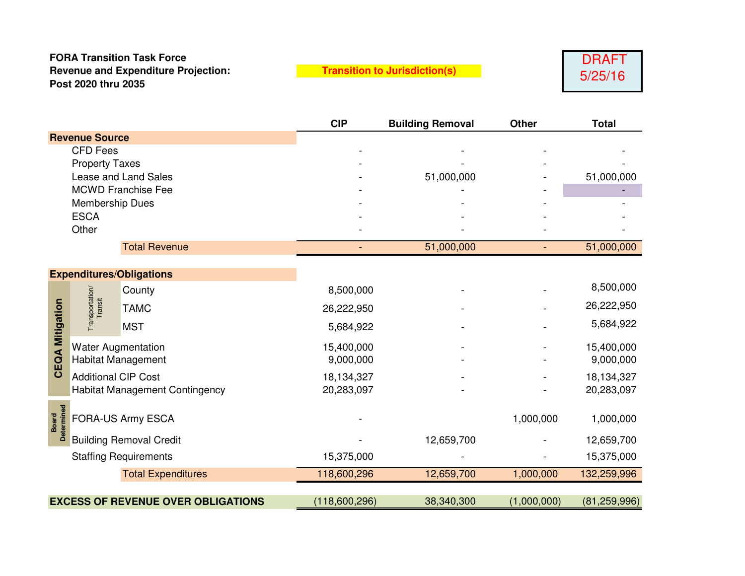**FORA Transition Task Force**
**Revenue and Expenditure Projection:**
**Post 2020 thru 2035**

**Transition to Jurisdiction(s)**

DRAFT
5/25/16

| | | | CIP | Building Removal | Other | Total |
|---|---|---|---|---|---|---|
| **Revenue Source** | | | | | | |
| | | CFD Fees | - | - | - | - |
| | | Property Taxes | - | - | - | - |
| | | Lease and Land Sales | - | 51,000,000 | - | 51,000,000 |
| | | MCWD Franchise Fee | - | - | - | - |
| | | Membership Dues | - | - | - | - |
| | | ESCA | - | - | - | - |
| | | Other | - | - | - | - |
| | | Total Revenue | - | 51,000,000 | - | 51,000,000 |
| **Expenditures/Obligations** | | | | | | |
| CEQA Mitigation | Transportation/ Transit | County | 8,500,000 | - | - | 8,500,000 |
| CEQA Mitigation | Transportation/ Transit | TAMC | 26,222,950 | - | - | 26,222,950 |
| CEQA Mitigation | Transportation/ Transit | MST | 5,684,922 | - | - | 5,684,922 |
| CEQA Mitigation | | Water Augmentation | 15,400,000 | - | - | 15,400,000 |
| CEQA Mitigation | | Habitat Management | 9,000,000 | - | - | 9,000,000 |
| CEQA Mitigation | | Additional CIP Cost | 18,134,327 | - | - | 18,134,327 |
| CEQA Mitigation | | Habitat Management Contingency | 20,283,097 | - | - | 20,283,097 |
| Board Determined | | FORA-US Army ESCA | - | | 1,000,000 | 1,000,000 |
| Board Determined | | Building Removal Credit | - | 12,659,700 | - | 12,659,700 |
| | | Staffing Requirements | 15,375,000 | - | - | 15,375,000 |
| | | Total Expenditures | 118,600,296 | 12,659,700 | 1,000,000 | 132,259,996 |
| **EXCESS OF REVENUE OVER OBLIGATIONS** | | | (118,600,296) | 38,340,300 | (1,000,000) | (81,259,996) |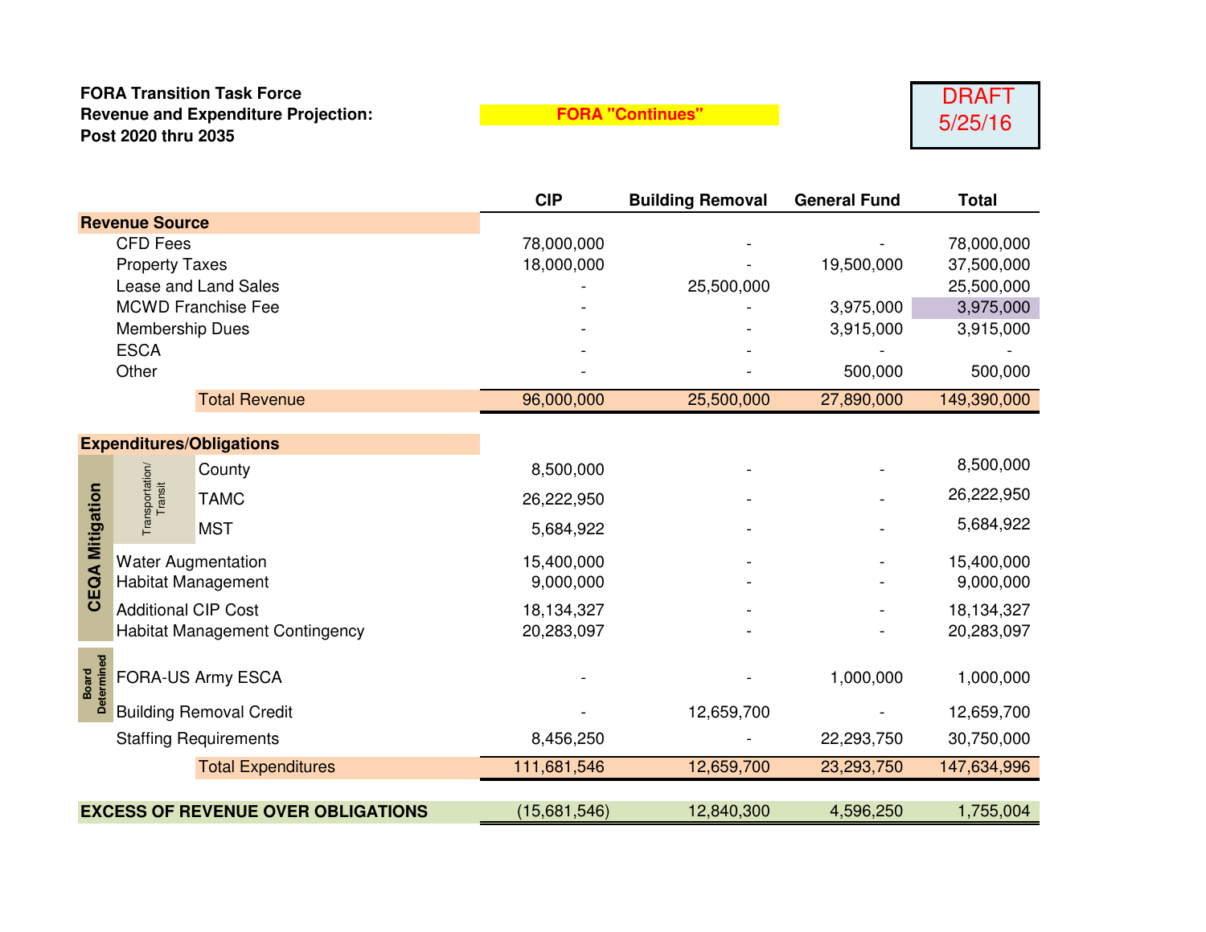**FORA Transition Task Force**
**Revenue and Expenditure Projection:**
**Post 2020 thru 2035**

**FORA "Continues"**

DRAFT
5/25/16

| | | | CIP | Building Removal | General Fund | Total |
|---|---|---|---|---|---|---|
| **Revenue Source** | | | | | | |
| | CFD Fees | | 78,000,000 | - | - | 78,000,000 |
| | Property Taxes | | 18,000,000 | - | 19,500,000 | 37,500,000 |
| | Lease and Land Sales | | - | 25,500,000 | | 25,500,000 |
| | MCWD Franchise Fee | | - | - | 3,975,000 | 3,975,000 |
| | Membership Dues | | - | - | 3,915,000 | 3,915,000 |
| | ESCA | | - | - | - | - |
| | Other | | - | - | 500,000 | 500,000 |
| | | Total Revenue | 96,000,000 | 25,500,000 | 27,890,000 | 149,390,000 |
| **Expenditures/Obligations** | | | | | | |
| CEQA Mitigation | Transportation/ Transit | County | 8,500,000 | - | - | 8,500,000 |
| CEQA Mitigation | Transportation/ Transit | TAMC | 26,222,950 | - | - | 26,222,950 |
| CEQA Mitigation | Transportation/ Transit | MST | 5,684,922 | - | - | 5,684,922 |
| CEQA Mitigation | Water Augmentation | | 15,400,000 | - | - | 15,400,000 |
| CEQA Mitigation | Habitat Management | | 9,000,000 | - | - | 9,000,000 |
| CEQA Mitigation | Additional CIP Cost | | 18,134,327 | - | - | 18,134,327 |
| CEQA Mitigation | Habitat Management Contingency | | 20,283,097 | - | - | 20,283,097 |
| Board Determined | FORA-US Army ESCA | | - | - | 1,000,000 | 1,000,000 |
| Board Determined | Building Removal Credit | | - | 12,659,700 | - | 12,659,700 |
| | Staffing Requirements | | 8,456,250 | - | 22,293,750 | 30,750,000 |
| | | Total Expenditures | 111,681,546 | 12,659,700 | 23,293,750 | 147,634,996 |
| **EXCESS OF REVENUE OVER OBLIGATIONS** | | | (15,681,546) | 12,840,300 | 4,596,250 | 1,755,004 |